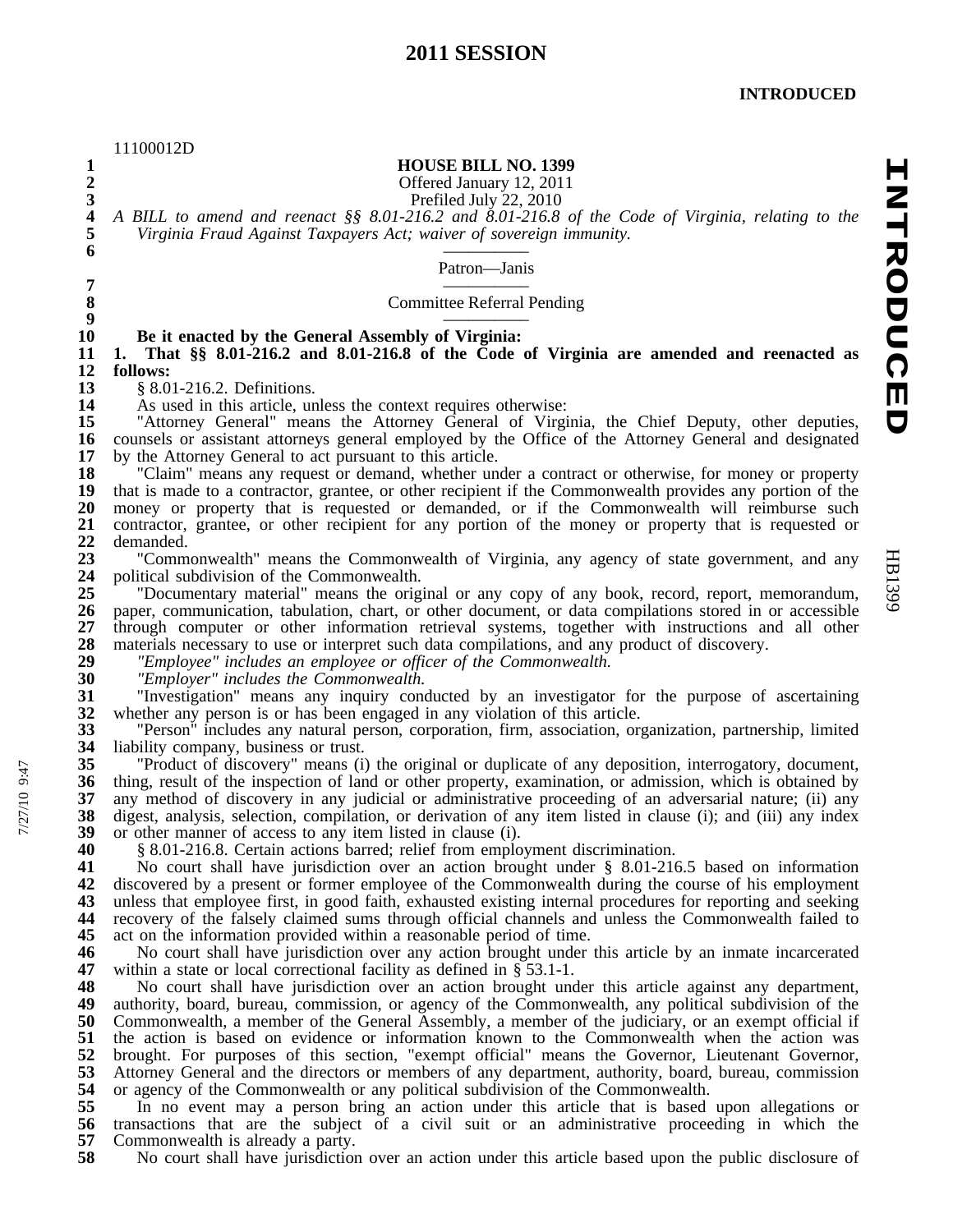# 2011 SESSION

**INTRODUCED**

11100012D

## HOUSE BILL NO. 1399

Offered January 12, 2011

Prefiled July 22, 2010

*A BILL to amend and reenact §§ 8.01-216.2 and 8.01-216.8 of the Code of Virginia, relating to the Virginia Fraud Against Taxpayers Act; waiver of sovereign immunity.*

---

Patron—Janis

---

Committee Referral Pending

---

**Be it enacted by the General Assembly of Virginia:**

**1. That §§ 8.01-216.2 and 8.01-216.8 of the Code of Virginia are amended and reenacted as follows:**

§ 8.01-216.2. Definitions.

As used in this article, unless the context requires otherwise:

"Attorney General" means the Attorney General of Virginia, the Chief Deputy, other deputies, counsels or assistant attorneys general employed by the Office of the Attorney General and designated by the Attorney General to act pursuant to this article.

"Claim" means any request or demand, whether under a contract or otherwise, for money or property that is made to a contractor, grantee, or other recipient if the Commonwealth provides any portion of the money or property that is requested or demanded, or if the Commonwealth will reimburse such contractor, grantee, or other recipient for any portion of the money or property that is requested or demanded.

"Commonwealth" means the Commonwealth of Virginia, any agency of state government, and any political subdivision of the Commonwealth.

"Documentary material" means the original or any copy of any book, record, report, memorandum, paper, communication, tabulation, chart, or other document, or data compilations stored in or accessible through computer or other information retrieval systems, together with instructions and all other materials necessary to use or interpret such data compilations, and any product of discovery.

*"Employee" includes an employee or officer of the Commonwealth.*

*"Employer" includes the Commonwealth.*

"Investigation" means any inquiry conducted by an investigator for the purpose of ascertaining whether any person is or has been engaged in any violation of this article.

"Person" includes any natural person, corporation, firm, association, organization, partnership, limited liability company, business or trust.

"Product of discovery" means (i) the original or duplicate of any deposition, interrogatory, document, thing, result of the inspection of land or other property, examination, or admission, which is obtained by any method of discovery in any judicial or administrative proceeding of an adversarial nature; (ii) any digest, analysis, selection, compilation, or derivation of any item listed in clause (i); and (iii) any index or other manner of access to any item listed in clause (i).

§ 8.01-216.8. Certain actions barred; relief from employment discrimination.

No court shall have jurisdiction over an action brought under § 8.01-216.5 based on information discovered by a present or former employee of the Commonwealth during the course of his employment unless that employee first, in good faith, exhausted existing internal procedures for reporting and seeking recovery of the falsely claimed sums through official channels and unless the Commonwealth failed to act on the information provided within a reasonable period of time.

No court shall have jurisdiction over any action brought under this article by an inmate incarcerated within a state or local correctional facility as defined in § 53.1-1.

No court shall have jurisdiction over an action brought under this article against any department, authority, board, bureau, commission, or agency of the Commonwealth, any political subdivision of the Commonwealth, a member of the General Assembly, a member of the judiciary, or an exempt official if the action is based on evidence or information known to the Commonwealth when the action was brought. For purposes of this section, "exempt official" means the Governor, Lieutenant Governor, Attorney General and the directors or members of any department, authority, board, bureau, commission or agency of the Commonwealth or any political subdivision of the Commonwealth.

In no event may a person bring an action under this article that is based upon allegations or transactions that are the subject of a civil suit or an administrative proceeding in which the Commonwealth is already a party.

No court shall have jurisdiction over an action under this article based upon the public disclosure of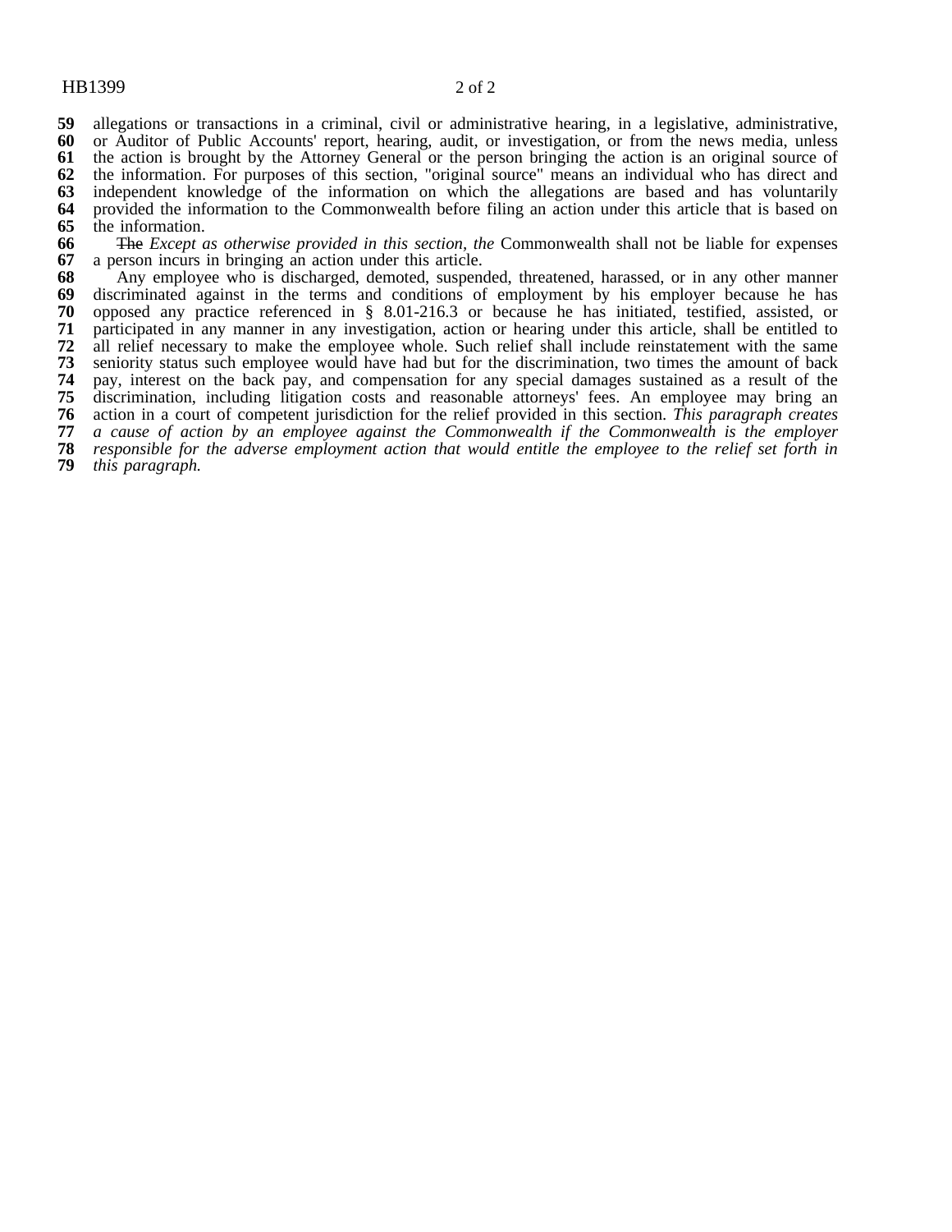allegations or transactions in a criminal, civil or administrative hearing, in a legislative, administrative, or Auditor of Public Accounts' report, hearing, audit, or investigation, or from the news media, unless the action is brought by the Attorney General or the person bringing the action is an original source of the information. For purposes of this section, "original source" means an individual who has direct and independent knowledge of the information on which the allegations are based and has voluntarily provided the information to the Commonwealth before filing an action under this article that is based on the information.

~~The~~ *Except as otherwise provided in this section, the* Commonwealth shall not be liable for expenses a person incurs in bringing an action under this article.

Any employee who is discharged, demoted, suspended, threatened, harassed, or in any other manner discriminated against in the terms and conditions of employment by his employer because he has opposed any practice referenced in § 8.01-216.3 or because he has initiated, testified, assisted, or participated in any manner in any investigation, action or hearing under this article, shall be entitled to all relief necessary to make the employee whole. Such relief shall include reinstatement with the same seniority status such employee would have had but for the discrimination, two times the amount of back pay, interest on the back pay, and compensation for any special damages sustained as a result of the discrimination, including litigation costs and reasonable attorneys' fees. An employee may bring an action in a court of competent jurisdiction for the relief provided in this section. *This paragraph creates a cause of action by an employee against the Commonwealth if the Commonwealth is the employer responsible for the adverse employment action that would entitle the employee to the relief set forth in this paragraph.*